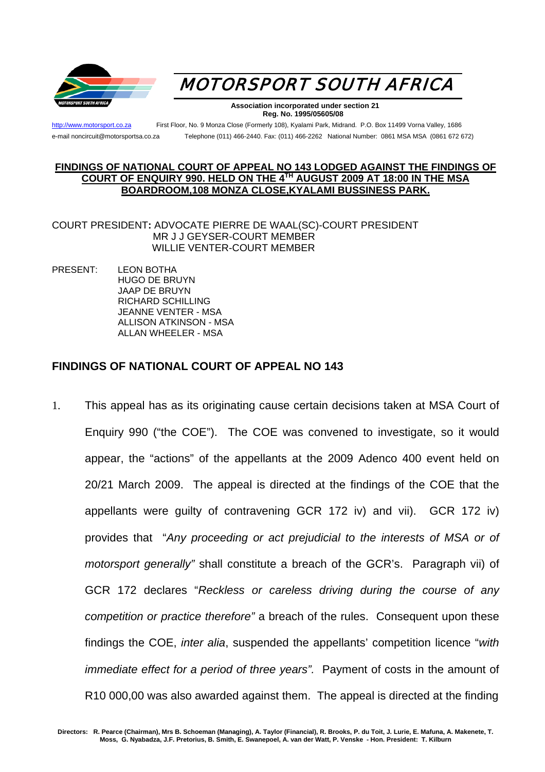# MOTORSPORT SOUTH AFRICA

**Association incorporated under section 21**
**Reg. No. 1995/05605/08**

http://www.motorsport.co.za First Floor, No. 9 Monza Close (Formerly 108), Kyalami Park, Midrand. P.O. Box 11499 Vorna Valley, 1686
e-mail noncircuit@motorsportsa.co.za Telephone (011) 466-2440. Fax: (011) 466-2262 National Number: 0861 MSA MSA (0861 672 672)

**FINDINGS OF NATIONAL COURT OF APPEAL NO 143 LODGED AGAINST THE FINDINGS OF COURT OF ENQUIRY 990. HELD ON THE 4TH AUGUST 2009 AT 18:00 IN THE MSA BOARDROOM,108 MONZA CLOSE,KYALAMI BUSSINESS PARK.**

COURT PRESIDENT: ADVOCATE PIERRE DE WAAL(SC)-COURT PRESIDENT
MR J J GEYSER-COURT MEMBER
WILLIE VENTER-COURT MEMBER

PRESENT:
LEON BOTHA
HUGO DE BRUYN
JAAP DE BRUYN
RICHARD SCHILLING
JEANNE VENTER - MSA
ALLISON ATKINSON - MSA
ALLAN WHEELER - MSA

## FINDINGS OF NATIONAL COURT OF APPEAL NO 143

1. This appeal has as its originating cause certain decisions taken at MSA Court of Enquiry 990 ("the COE"). The COE was convened to investigate, so it would appear, the "actions" of the appellants at the 2009 Adenco 400 event held on 20/21 March 2009. The appeal is directed at the findings of the COE that the appellants were guilty of contravening GCR 172 iv) and vii). GCR 172 iv) provides that "*Any proceeding or act prejudicial to the interests of MSA or of motorsport generally"* shall constitute a breach of the GCR's. Paragraph vii) of GCR 172 declares "*Reckless or careless driving during the course of any competition or practice therefore".* a breach of the rules. Consequent upon these findings the COE, *inter alia*, suspended the appellants' competition licence "*with immediate effect for a period of three years".* Payment of costs in the amount of R10 000,00 was also awarded against them. The appeal is directed at the finding

Directors: R. Pearce (Chairman), Mrs B. Schoeman (Managing), A. Taylor (Financial), R. Brooks, P. du Toit, J. Lurie, E. Mafuna, A. Makenete, T. Moss, G. Nyabadza, J.F. Pretorius, B. Smith, E. Swanepoel, A. van der Watt, P. Venske - Hon. President: T. Kilburn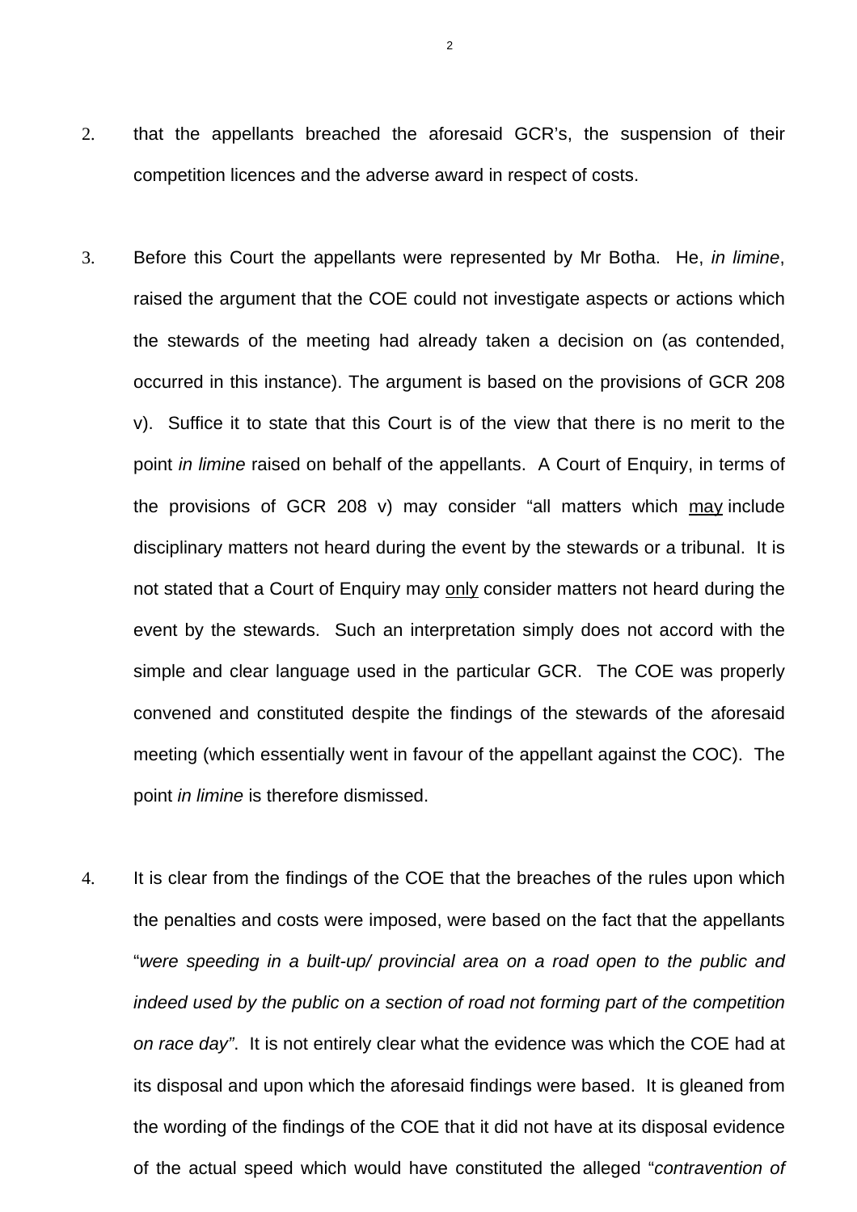2. that the appellants breached the aforesaid GCR's, the suspension of their competition licences and the adverse award in respect of costs.

3. Before this Court the appellants were represented by Mr Botha. He, *in limine*, raised the argument that the COE could not investigate aspects or actions which the stewards of the meeting had already taken a decision on (as contended, occurred in this instance). The argument is based on the provisions of GCR 208 v). Suffice it to state that this Court is of the view that there is no merit to the point *in limine* raised on behalf of the appellants. A Court of Enquiry, in terms of the provisions of GCR 208 v) may consider "all matters which <u>may</u> include disciplinary matters not heard during the event by the stewards or a tribunal. It is not stated that a Court of Enquiry may <u>only</u> consider matters not heard during the event by the stewards. Such an interpretation simply does not accord with the simple and clear language used in the particular GCR. The COE was properly convened and constituted despite the findings of the stewards of the aforesaid meeting (which essentially went in favour of the appellant against the COC). The point *in limine* is therefore dismissed.

4. It is clear from the findings of the COE that the breaches of the rules upon which the penalties and costs were imposed, were based on the fact that the appellants "*were speeding in a built-up/ provincial area on a road open to the public and indeed used by the public on a section of road not forming part of the competition on race day"*. It is not entirely clear what the evidence was which the COE had at its disposal and upon which the aforesaid findings were based. It is gleaned from the wording of the findings of the COE that it did not have at its disposal evidence of the actual speed which would have constituted the alleged "*contravention of*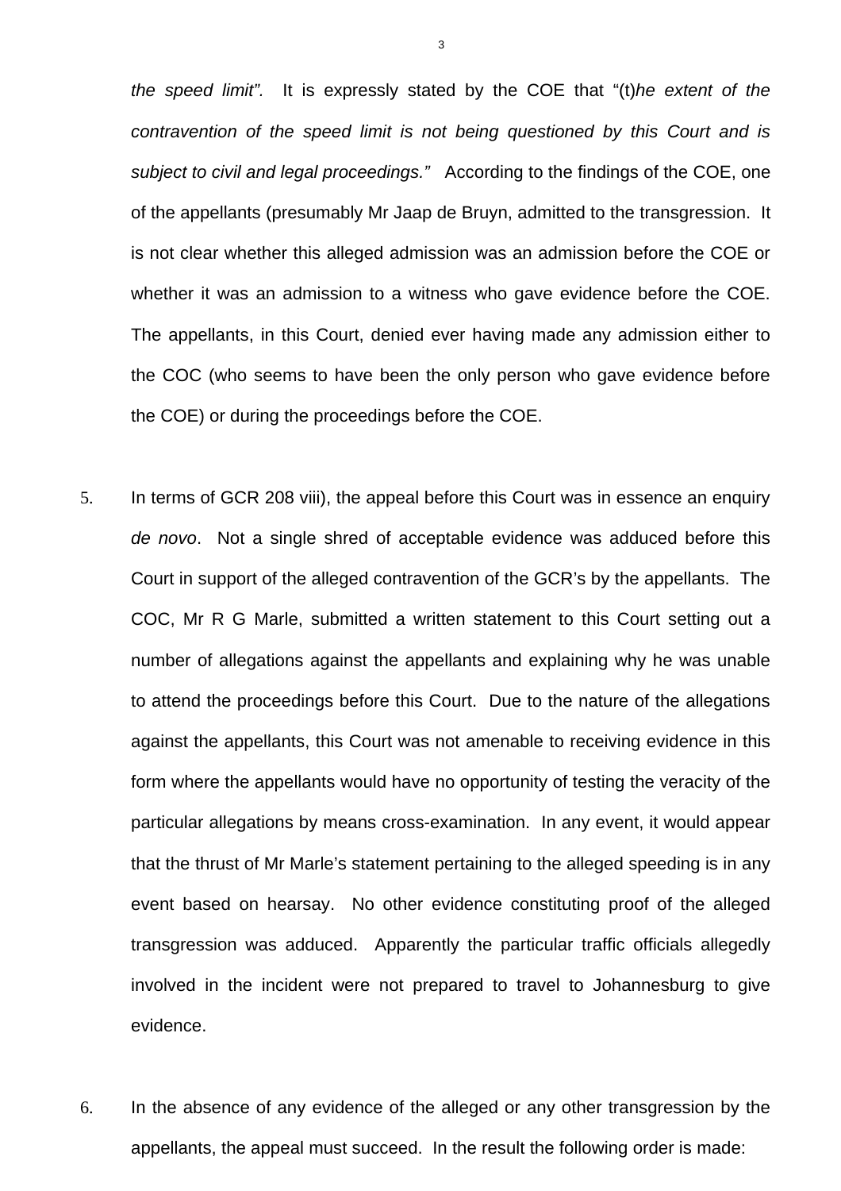*the speed limit".* It is expressly stated by the COE that "(t)*he extent of the contravention of the speed limit is not being questioned by this Court and is subject to civil and legal proceedings."* According to the findings of the COE, one of the appellants (presumably Mr Jaap de Bruyn, admitted to the transgression. It is not clear whether this alleged admission was an admission before the COE or whether it was an admission to a witness who gave evidence before the COE. The appellants, in this Court, denied ever having made any admission either to the COC (who seems to have been the only person who gave evidence before the COE) or during the proceedings before the COE.

5. In terms of GCR 208 viii), the appeal before this Court was in essence an enquiry *de novo*. Not a single shred of acceptable evidence was adduced before this Court in support of the alleged contravention of the GCR's by the appellants. The COC, Mr R G Marle, submitted a written statement to this Court setting out a number of allegations against the appellants and explaining why he was unable to attend the proceedings before this Court. Due to the nature of the allegations against the appellants, this Court was not amenable to receiving evidence in this form where the appellants would have no opportunity of testing the veracity of the particular allegations by means cross-examination. In any event, it would appear that the thrust of Mr Marle's statement pertaining to the alleged speeding is in any event based on hearsay. No other evidence constituting proof of the alleged transgression was adduced. Apparently the particular traffic officials allegedly involved in the incident were not prepared to travel to Johannesburg to give evidence.

6. In the absence of any evidence of the alleged or any other transgression by the appellants, the appeal must succeed. In the result the following order is made: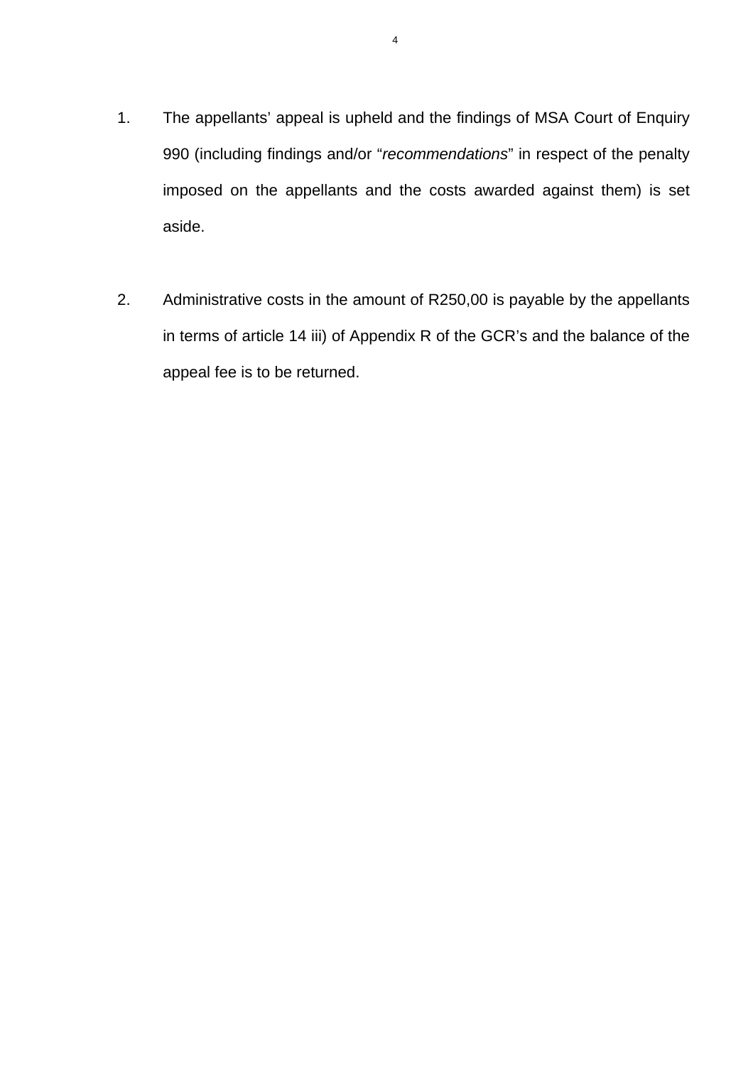1. The appellants’ appeal is upheld and the findings of MSA Court of Enquiry 990 (including findings and/or “*recommendations*” in respect of the penalty imposed on the appellants and the costs awarded against them) is set aside.

2. Administrative costs in the amount of R250,00 is payable by the appellants in terms of article 14 iii) of Appendix R of the GCR’s and the balance of the appeal fee is to be returned.